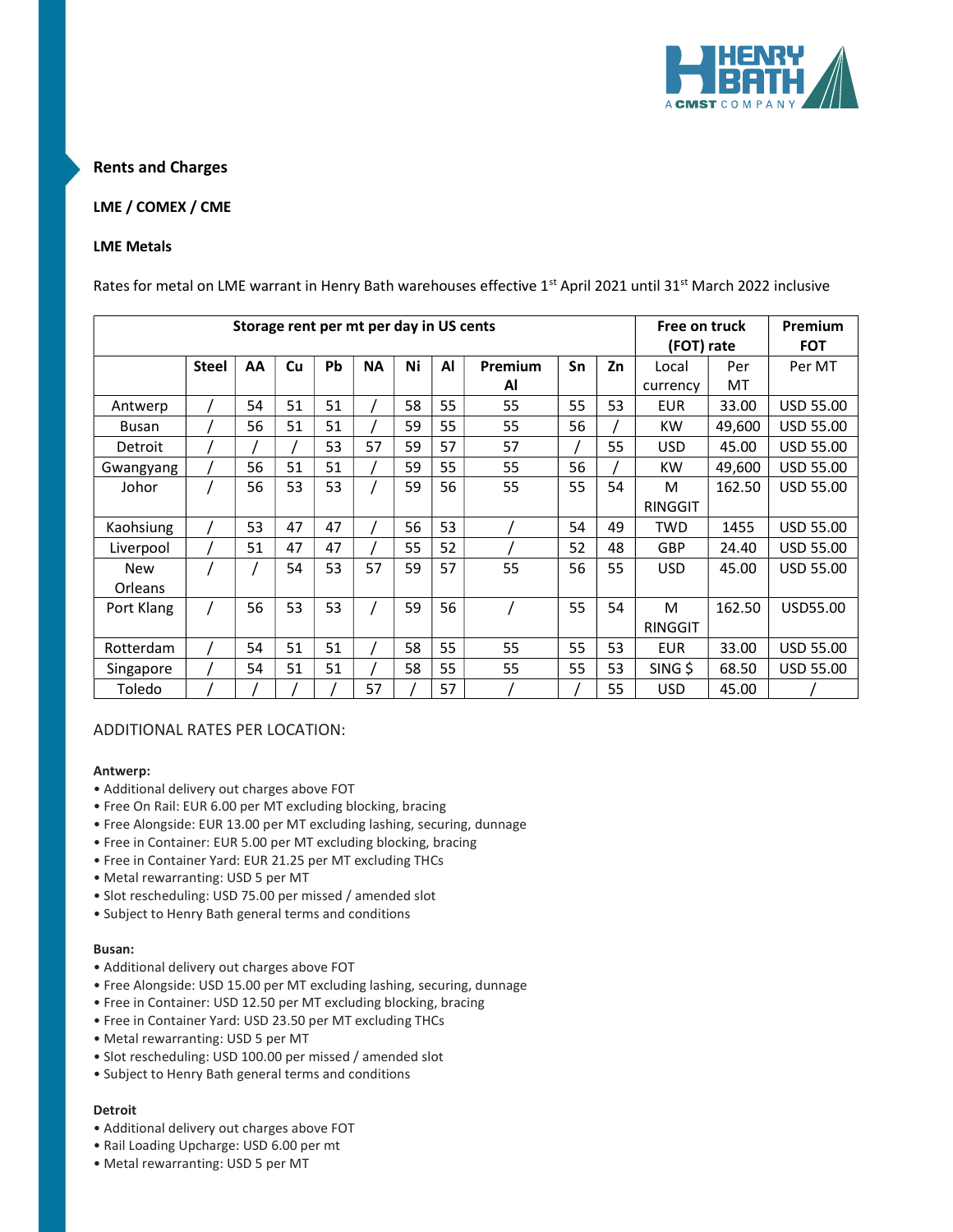## Rents and Charges

### LME / COMEX / CME

### LME Metals

Rates for metal on LME warrant in Henry Bath warehouses effective 1st April 2021 until 31st March 2022 inclusive

| Storage rent per mt per day in US cents | | | | | | | | | | | Free on truck (FOT) rate | | Premium FOT |
|---|---|---|---|---|---|---|---|---|---|---|---|---|---|
| | **Steel** | **AA** | **Cu** | **Pb** | **NA** | **Ni** | **Al** | **Premium Al** | **Sn** | **Zn** | Local currency | Per MT | Per MT |
| Antwerp | / | 54 | 51 | 51 | / | 58 | 55 | 55 | 55 | 53 | EUR | 33.00 | USD 55.00 |
| Busan | / | 56 | 51 | 51 | / | 59 | 55 | 55 | 56 | / | KW | 49,600 | USD 55.00 |
| Detroit | / | / | / | 53 | 57 | 59 | 57 | 57 | / | 55 | USD | 45.00 | USD 55.00 |
| Gwangyang | / | 56 | 51 | 51 | / | 59 | 55 | 55 | 56 | / | KW | 49,600 | USD 55.00 |
| Johor | / | 56 | 53 | 53 | / | 59 | 56 | 55 | 55 | 54 | M RINGGIT | 162.50 | USD 55.00 |
| Kaohsiung | / | 53 | 47 | 47 | / | 56 | 53 | / | 54 | 49 | TWD | 1455 | USD 55.00 |
| Liverpool | / | 51 | 47 | 47 | / | 55 | 52 | / | 52 | 48 | GBP | 24.40 | USD 55.00 |
| New Orleans | / | / | 54 | 53 | 57 | 59 | 57 | 55 | 56 | 55 | USD | 45.00 | USD 55.00 |
| Port Klang | / | 56 | 53 | 53 | / | 59 | 56 | / | 55 | 54 | M RINGGIT | 162.50 | USD55.00 |
| Rotterdam | / | 54 | 51 | 51 | / | 58 | 55 | 55 | 55 | 53 | EUR | 33.00 | USD 55.00 |
| Singapore | / | 54 | 51 | 51 | / | 58 | 55 | 55 | 55 | 53 | SING $ | 68.50 | USD 55.00 |
| Toledo | / | / | / | / | 57 | / | 57 | / | / | 55 | USD | 45.00 | / |

ADDITIONAL RATES PER LOCATION:

**Antwerp:**

- Additional delivery out charges above FOT
- Free On Rail: EUR 6.00 per MT excluding blocking, bracing
- Free Alongside: EUR 13.00 per MT excluding lashing, securing, dunnage
- Free in Container: EUR 5.00 per MT excluding blocking, bracing
- Free in Container Yard: EUR 21.25 per MT excluding THCs
- Metal rewarranting: USD 5 per MT
- Slot rescheduling: USD 75.00 per missed / amended slot
- Subject to Henry Bath general terms and conditions

**Busan:**

- Additional delivery out charges above FOT
- Free Alongside: USD 15.00 per MT excluding lashing, securing, dunnage
- Free in Container: USD 12.50 per MT excluding blocking, bracing
- Free in Container Yard: USD 23.50 per MT excluding THCs
- Metal rewarranting: USD 5 per MT
- Slot rescheduling: USD 100.00 per missed / amended slot
- Subject to Henry Bath general terms and conditions

**Detroit**

- Additional delivery out charges above FOT
- Rail Loading Upcharge: USD 6.00 per mt
- Metal rewarranting: USD 5 per MT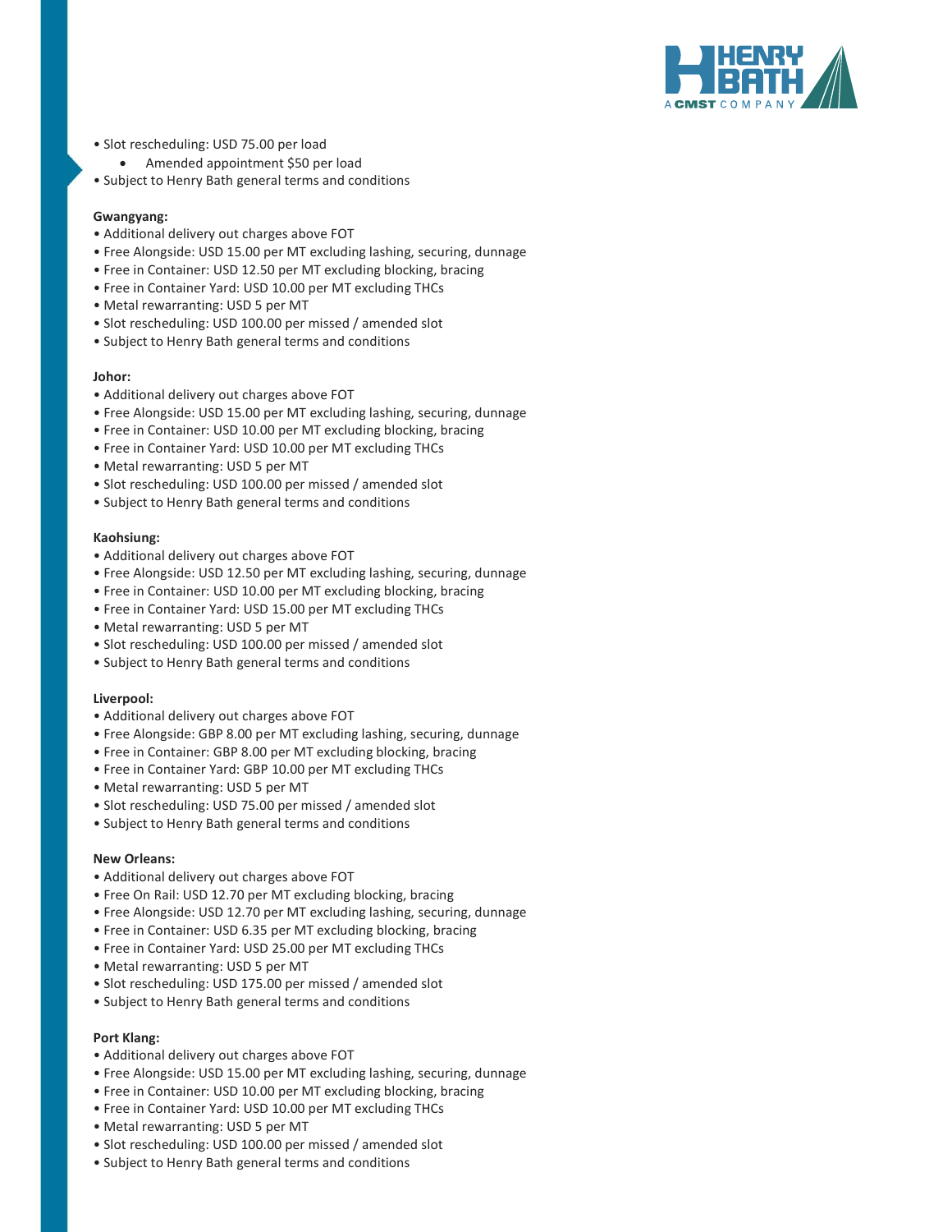- Slot rescheduling: USD 75.00 per load
    - Amended appointment $50 per load
- Subject to Henry Bath general terms and conditions

**Gwangyang:**

- Additional delivery out charges above FOT
- Free Alongside: USD 15.00 per MT excluding lashing, securing, dunnage
- Free in Container: USD 12.50 per MT excluding blocking, bracing
- Free in Container Yard: USD 10.00 per MT excluding THCs
- Metal rewarranting: USD 5 per MT
- Slot rescheduling: USD 100.00 per missed / amended slot
- Subject to Henry Bath general terms and conditions

**Johor:**

- Additional delivery out charges above FOT
- Free Alongside: USD 15.00 per MT excluding lashing, securing, dunnage
- Free in Container: USD 10.00 per MT excluding blocking, bracing
- Free in Container Yard: USD 10.00 per MT excluding THCs
- Metal rewarranting: USD 5 per MT
- Slot rescheduling: USD 100.00 per missed / amended slot
- Subject to Henry Bath general terms and conditions

**Kaohsiung:**

- Additional delivery out charges above FOT
- Free Alongside: USD 12.50 per MT excluding lashing, securing, dunnage
- Free in Container: USD 10.00 per MT excluding blocking, bracing
- Free in Container Yard: USD 15.00 per MT excluding THCs
- Metal rewarranting: USD 5 per MT
- Slot rescheduling: USD 100.00 per missed / amended slot
- Subject to Henry Bath general terms and conditions

**Liverpool:**

- Additional delivery out charges above FOT
- Free Alongside: GBP 8.00 per MT excluding lashing, securing, dunnage
- Free in Container: GBP 8.00 per MT excluding blocking, bracing
- Free in Container Yard: GBP 10.00 per MT excluding THCs
- Metal rewarranting: USD 5 per MT
- Slot rescheduling: USD 75.00 per missed / amended slot
- Subject to Henry Bath general terms and conditions

**New Orleans:**

- Additional delivery out charges above FOT
- Free On Rail: USD 12.70 per MT excluding blocking, bracing
- Free Alongside: USD 12.70 per MT excluding lashing, securing, dunnage
- Free in Container: USD 6.35 per MT excluding blocking, bracing
- Free in Container Yard: USD 25.00 per MT excluding THCs
- Metal rewarranting: USD 5 per MT
- Slot rescheduling: USD 175.00 per missed / amended slot
- Subject to Henry Bath general terms and conditions

**Port Klang:**

- Additional delivery out charges above FOT
- Free Alongside: USD 15.00 per MT excluding lashing, securing, dunnage
- Free in Container: USD 10.00 per MT excluding blocking, bracing
- Free in Container Yard: USD 10.00 per MT excluding THCs
- Metal rewarranting: USD 5 per MT
- Slot rescheduling: USD 100.00 per missed / amended slot
- Subject to Henry Bath general terms and conditions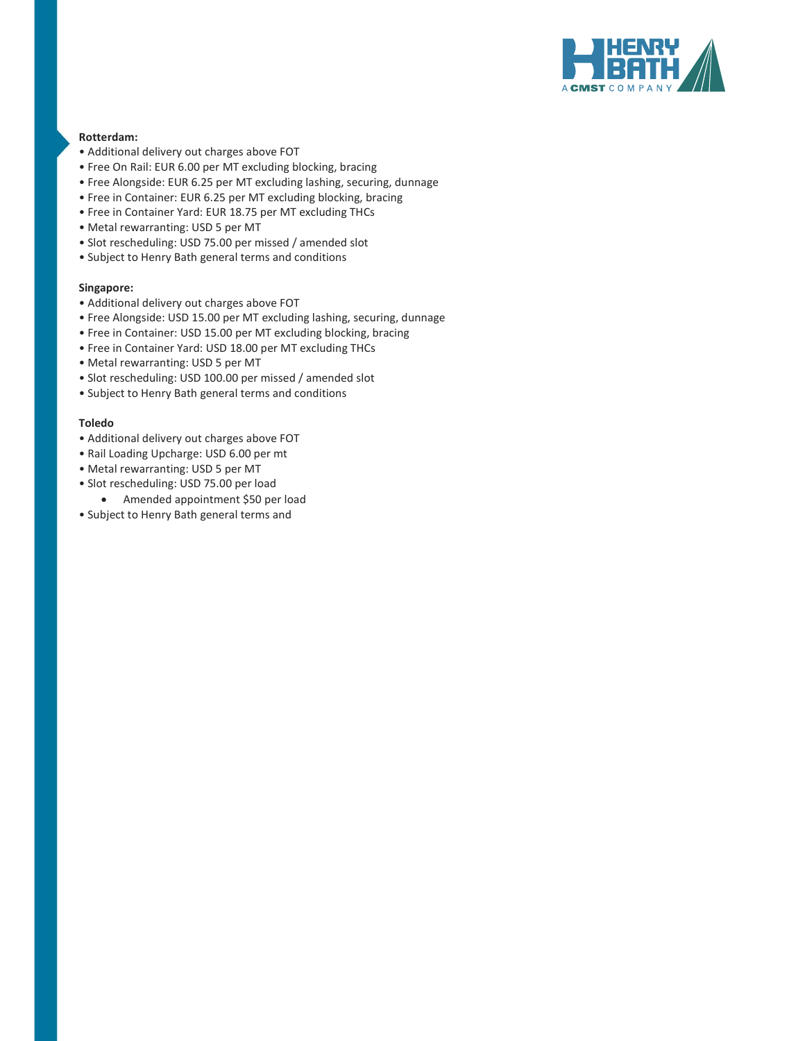**Rotterdam:**

- Additional delivery out charges above FOT
- Free On Rail: EUR 6.00 per MT excluding blocking, bracing
- Free Alongside: EUR 6.25 per MT excluding lashing, securing, dunnage
- Free in Container: EUR 6.25 per MT excluding blocking, bracing
- Free in Container Yard: EUR 18.75 per MT excluding THCs
- Metal rewarranting: USD 5 per MT
- Slot rescheduling: USD 75.00 per missed / amended slot
- Subject to Henry Bath general terms and conditions

**Singapore:**

- Additional delivery out charges above FOT
- Free Alongside: USD 15.00 per MT excluding lashing, securing, dunnage
- Free in Container: USD 15.00 per MT excluding blocking, bracing
- Free in Container Yard: USD 18.00 per MT excluding THCs
- Metal rewarranting: USD 5 per MT
- Slot rescheduling: USD 100.00 per missed / amended slot
- Subject to Henry Bath general terms and conditions

**Toledo**

- Additional delivery out charges above FOT
- Rail Loading Upcharge: USD 6.00 per mt
- Metal rewarranting: USD 5 per MT
- Slot rescheduling: USD 75.00 per load
  - Amended appointment $50 per load
- Subject to Henry Bath general terms and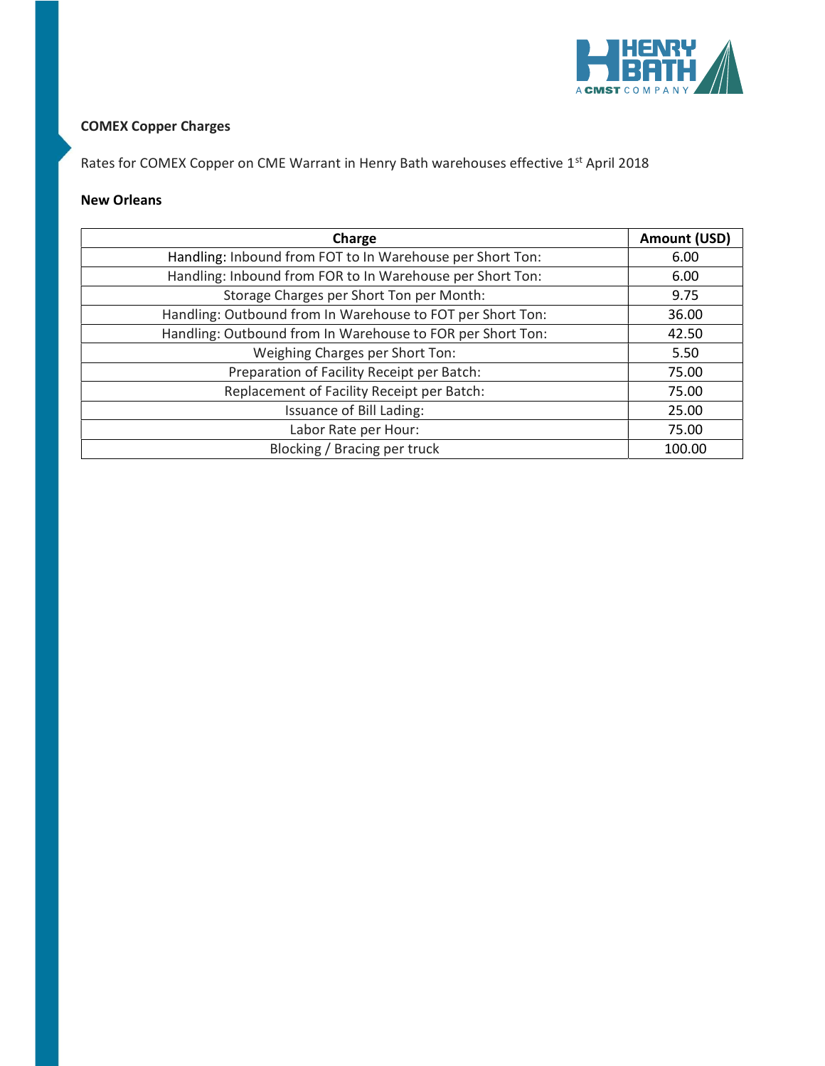**COMEX Copper Charges**

Rates for COMEX Copper on CME Warrant in Henry Bath warehouses effective 1st April 2018

**New Orleans**

| Charge | Amount (USD) |
| --- | --- |
| Handling: Inbound from FOT to In Warehouse per Short Ton: | 6.00 |
| Handling: Inbound from FOR to In Warehouse per Short Ton: | 6.00 |
| Storage Charges per Short Ton per Month: | 9.75 |
| Handling: Outbound from In Warehouse to FOT per Short Ton: | 36.00 |
| Handling: Outbound from In Warehouse to FOR per Short Ton: | 42.50 |
| Weighing Charges per Short Ton: | 5.50 |
| Preparation of Facility Receipt per Batch: | 75.00 |
| Replacement of Facility Receipt per Batch: | 75.00 |
| Issuance of Bill Lading: | 25.00 |
| Labor Rate per Hour: | 75.00 |
| Blocking / Bracing per truck | 100.00 |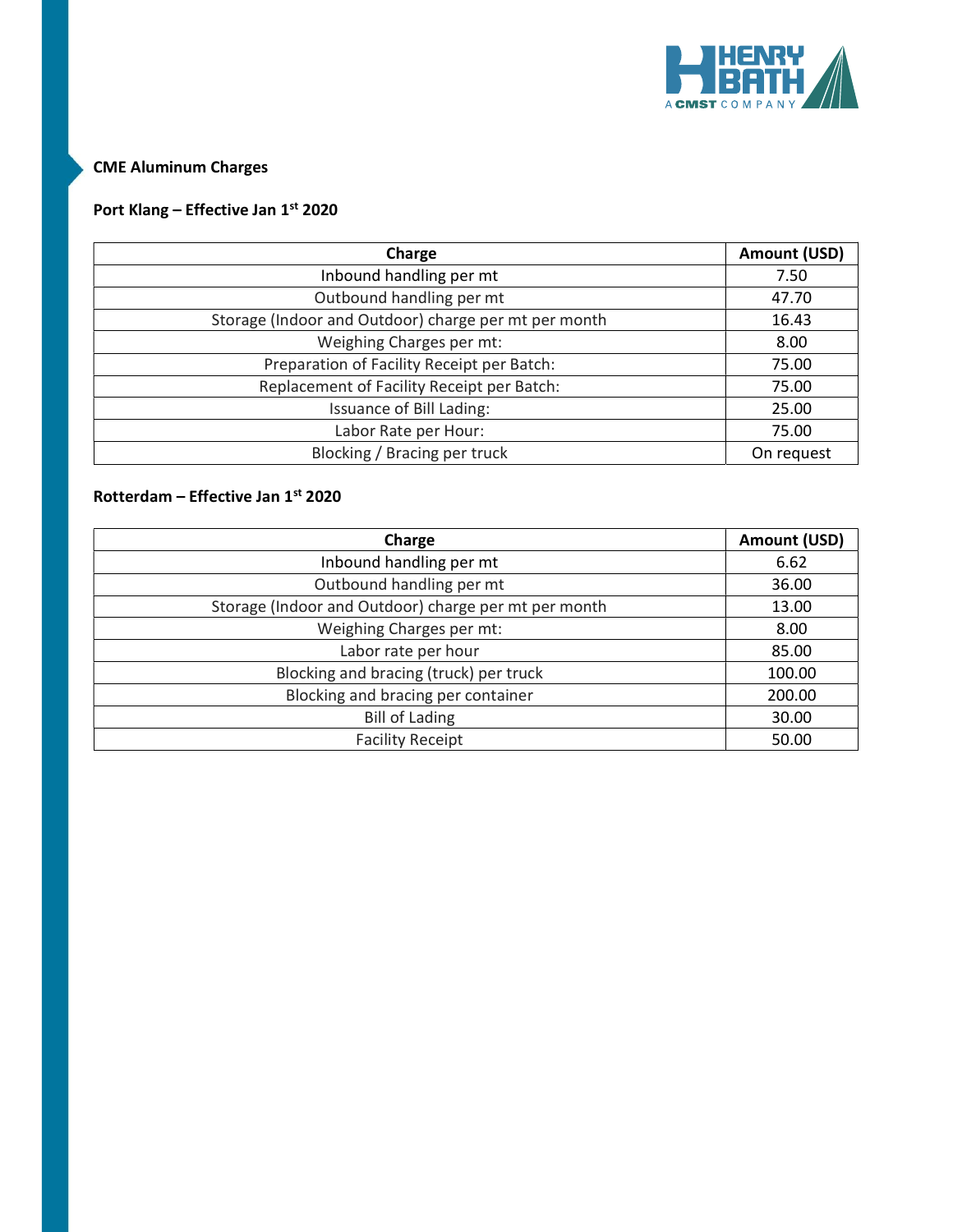## CME Aluminum Charges

### Port Klang – Effective Jan 1st 2020

| Charge | Amount (USD) |
|---|---|
| Inbound handling per mt | 7.50 |
| Outbound handling per mt | 47.70 |
| Storage (Indoor and Outdoor) charge per mt per month | 16.43 |
| Weighing Charges per mt: | 8.00 |
| Preparation of Facility Receipt per Batch: | 75.00 |
| Replacement of Facility Receipt per Batch: | 75.00 |
| Issuance of Bill Lading: | 25.00 |
| Labor Rate per Hour: | 75.00 |
| Blocking / Bracing per truck | On request |

### Rotterdam – Effective Jan 1st 2020

| Charge | Amount (USD) |
|---|---|
| Inbound handling per mt | 6.62 |
| Outbound handling per mt | 36.00 |
| Storage (Indoor and Outdoor) charge per mt per month | 13.00 |
| Weighing Charges per mt: | 8.00 |
| Labor rate per hour | 85.00 |
| Blocking and bracing (truck) per truck | 100.00 |
| Blocking and bracing per container | 200.00 |
| Bill of Lading | 30.00 |
| Facility Receipt | 50.00 |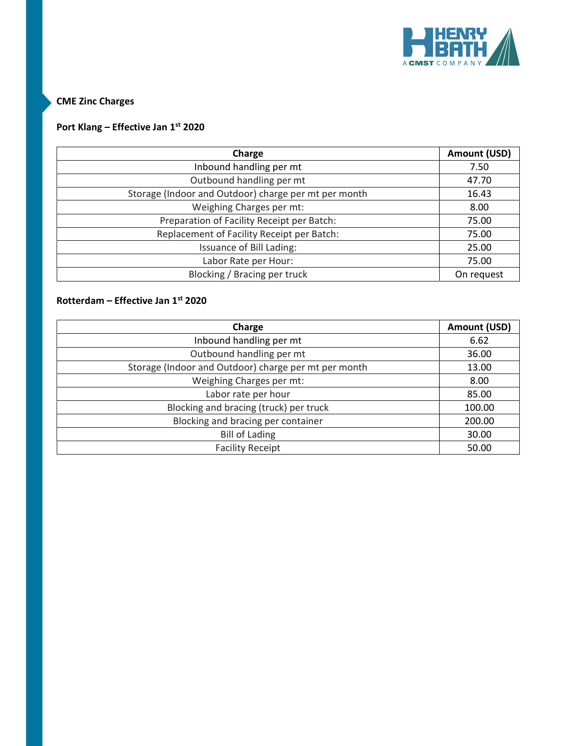## CME Zinc Charges

### Port Klang – Effective Jan 1st 2020

| Charge | Amount (USD) |
|---|---|
| Inbound handling per mt | 7.50 |
| Outbound handling per mt | 47.70 |
| Storage (Indoor and Outdoor) charge per mt per month | 16.43 |
| Weighing Charges per mt: | 8.00 |
| Preparation of Facility Receipt per Batch: | 75.00 |
| Replacement of Facility Receipt per Batch: | 75.00 |
| Issuance of Bill Lading: | 25.00 |
| Labor Rate per Hour: | 75.00 |
| Blocking / Bracing per truck | On request |

### Rotterdam – Effective Jan 1st 2020

| Charge | Amount (USD) |
|---|---|
| Inbound handling per mt | 6.62 |
| Outbound handling per mt | 36.00 |
| Storage (Indoor and Outdoor) charge per mt per month | 13.00 |
| Weighing Charges per mt: | 8.00 |
| Labor rate per hour | 85.00 |
| Blocking and bracing (truck) per truck | 100.00 |
| Blocking and bracing per container | 200.00 |
| Bill of Lading | 30.00 |
| Facility Receipt | 50.00 |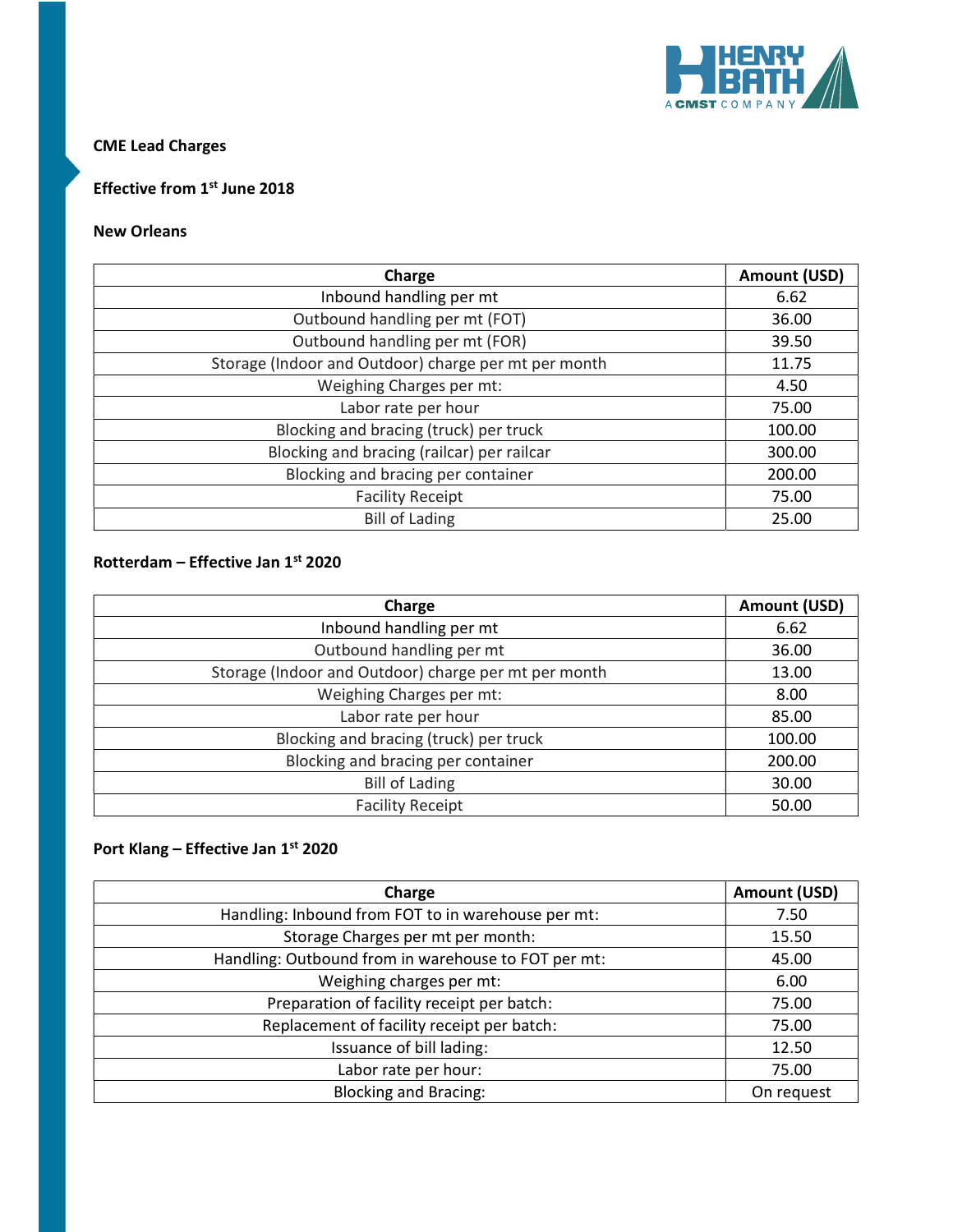**CME Lead Charges**

**Effective from 1st June 2018**

**New Orleans**

| Charge | Amount (USD) |
|---|---|
| Inbound handling per mt | 6.62 |
| Outbound handling per mt (FOT) | 36.00 |
| Outbound handling per mt (FOR) | 39.50 |
| Storage (Indoor and Outdoor) charge per mt per month | 11.75 |
| Weighing Charges per mt: | 4.50 |
| Labor rate per hour | 75.00 |
| Blocking and bracing (truck) per truck | 100.00 |
| Blocking and bracing (railcar) per railcar | 300.00 |
| Blocking and bracing per container | 200.00 |
| Facility Receipt | 75.00 |
| Bill of Lading | 25.00 |

**Rotterdam – Effective Jan 1st 2020**

| Charge | Amount (USD) |
|---|---|
| Inbound handling per mt | 6.62 |
| Outbound handling per mt | 36.00 |
| Storage (Indoor and Outdoor) charge per mt per month | 13.00 |
| Weighing Charges per mt: | 8.00 |
| Labor rate per hour | 85.00 |
| Blocking and bracing (truck) per truck | 100.00 |
| Blocking and bracing per container | 200.00 |
| Bill of Lading | 30.00 |
| Facility Receipt | 50.00 |

**Port Klang – Effective Jan 1st 2020**

| Charge | Amount (USD) |
|---|---|
| Handling: Inbound from FOT to in warehouse per mt: | 7.50 |
| Storage Charges per mt per month: | 15.50 |
| Handling: Outbound from in warehouse to FOT per mt: | 45.00 |
| Weighing charges per mt: | 6.00 |
| Preparation of facility receipt per batch: | 75.00 |
| Replacement of facility receipt per batch: | 75.00 |
| Issuance of bill lading: | 12.50 |
| Labor rate per hour: | 75.00 |
| Blocking and Bracing: | On request |